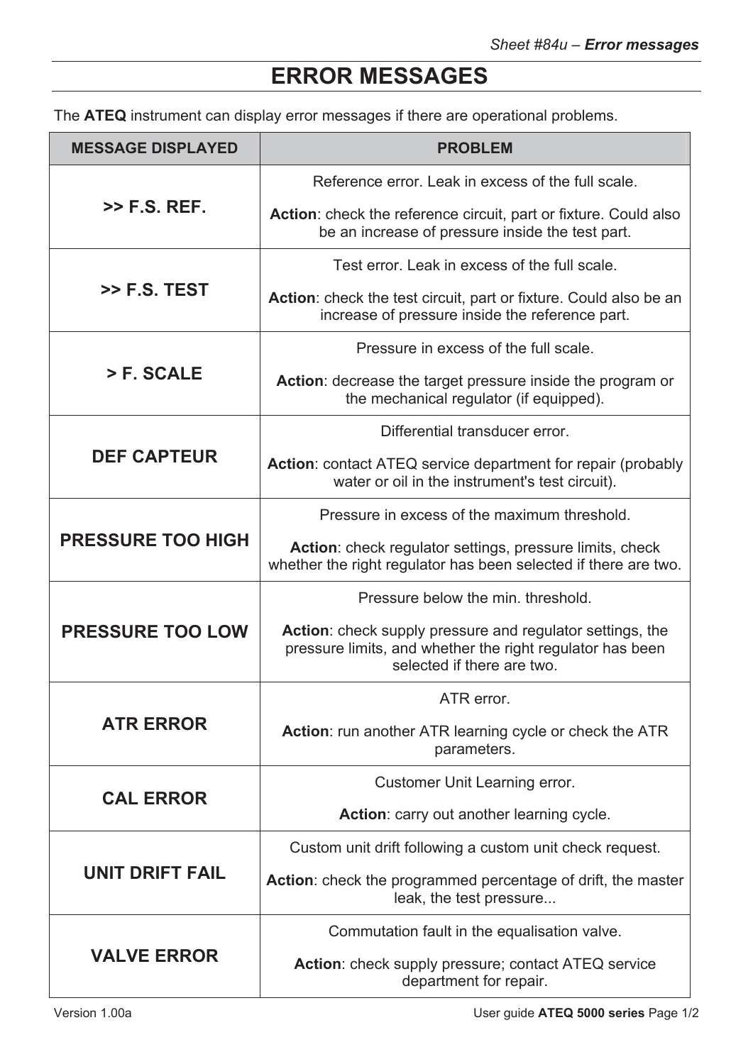# ERROR MESSAGES

The **ATEQ** instrument can display error messages if there are operational problems.

| MESSAGE DISPLAYED | PROBLEM |
|---|---|
| **>> F.S. REF.** | Reference error. Leak in excess of the full scale.<br><br>**Action**: check the reference circuit, part or fixture. Could also be an increase of pressure inside the test part. |
| **>> F.S. TEST** | Test error. Leak in excess of the full scale.<br><br>**Action**: check the test circuit, part or fixture. Could also be an increase of pressure inside the reference part. |
| **> F. SCALE** | Pressure in excess of the full scale.<br><br>**Action**: decrease the target pressure inside the program or the mechanical regulator (if equipped). |
| **DEF CAPTEUR** | Differential transducer error.<br><br>**Action**: contact ATEQ service department for repair (probably water or oil in the instrument's test circuit). |
| **PRESSURE TOO HIGH** | Pressure in excess of the maximum threshold.<br><br>**Action**: check regulator settings, pressure limits, check whether the right regulator has been selected if there are two. |
| **PRESSURE TOO LOW** | Pressure below the min. threshold.<br><br>**Action**: check supply pressure and regulator settings, the pressure limits, and whether the right regulator has been selected if there are two. |
| **ATR ERROR** | ATR error.<br><br>**Action**: run another ATR learning cycle or check the ATR parameters. |
| **CAL ERROR** | Customer Unit Learning error.<br><br>**Action**: carry out another learning cycle. |
| **UNIT DRIFT FAIL** | Custom unit drift following a custom unit check request.<br><br>**Action**: check the programmed percentage of drift, the master leak, the test pressure... |
| **VALVE ERROR** | Commutation fault in the equalisation valve.<br><br>**Action**: check supply pressure; contact ATEQ service department for repair. |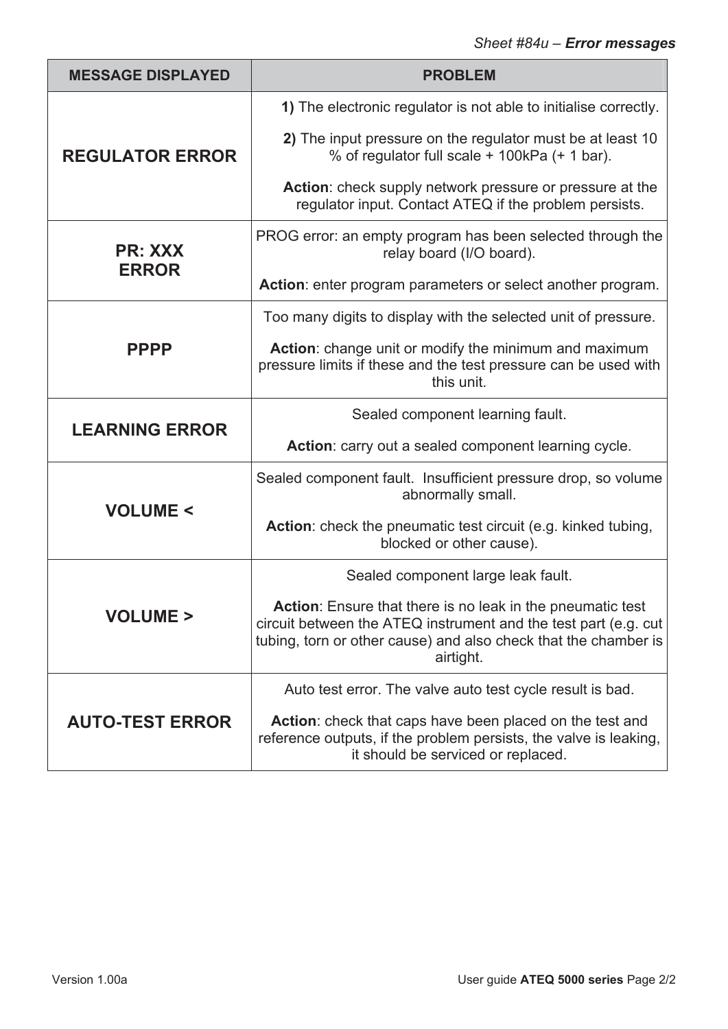| MESSAGE DISPLAYED | PROBLEM |
|---|---|
| **REGULATOR ERROR** | **1)** The electronic regulator is not able to initialise correctly.<br><br>**2)** The input pressure on the regulator must be at least 10 % of regulator full scale + 100kPa (+ 1 bar).<br><br>**Action**: check supply network pressure or pressure at the regulator input. Contact ATEQ if the problem persists. |
| **PR: XXX ERROR** | PROG error: an empty program has been selected through the relay board (I/O board).<br><br>**Action**: enter program parameters or select another program. |
| **PPPP** | Too many digits to display with the selected unit of pressure.<br><br>**Action**: change unit or modify the minimum and maximum pressure limits if these and the test pressure can be used with this unit. |
| **LEARNING ERROR** | Sealed component learning fault.<br><br>**Action**: carry out a sealed component learning cycle. |
| **VOLUME <** | Sealed component fault. Insufficient pressure drop, so volume abnormally small.<br><br>**Action**: check the pneumatic test circuit (e.g. kinked tubing, blocked or other cause). |
| **VOLUME >** | Sealed component large leak fault.<br><br>**Action**: Ensure that there is no leak in the pneumatic test circuit between the ATEQ instrument and the test part (e.g. cut tubing, torn or other cause) and also check that the chamber is airtight. |
| **AUTO-TEST ERROR** | Auto test error. The valve auto test cycle result is bad.<br><br>**Action**: check that caps have been placed on the test and reference outputs, if the problem persists, the valve is leaking, it should be serviced or replaced. |